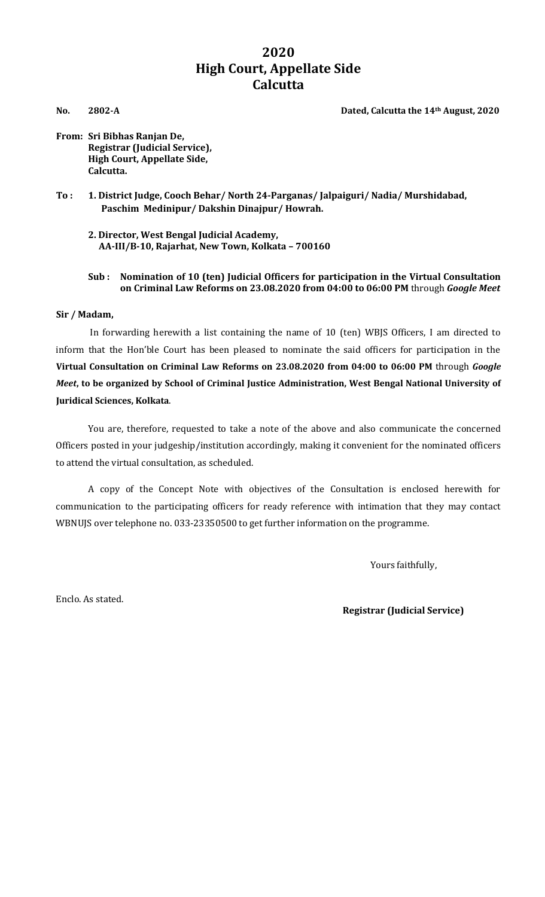# 2020
# High Court, Appellate Side
# Calcutta

**No. 2802-A** **Dated, Calcutta the 14th August, 2020**

**From: Sri Bibhas Ranjan De,**
**Registrar (Judicial Service),**
**High Court, Appellate Side,**
**Calcutta.**

**To : 1. District Judge, Cooch Behar/ North 24-Parganas/ Jalpaiguri/ Nadia/ Murshidabad, Paschim Medinipur/ Dakshin Dinajpur/ Howrah.**

**2. Director, West Bengal Judicial Academy,**
**AA-III/B-10, Rajarhat, New Town, Kolkata – 700160**

**Sub : Nomination of 10 (ten) Judicial Officers for participation in the Virtual Consultation on Criminal Law Reforms on 23.08.2020 from 04:00 to 06:00 PM** through ***Google Meet***

**Sir / Madam,**

In forwarding herewith a list containing the name of 10 (ten) WBJS Officers, I am directed to inform that the Hon'ble Court has been pleased to nominate the said officers for participation in the **Virtual Consultation on Criminal Law Reforms on 23.08.2020 from 04:00 to 06:00 PM** through ***Google Meet*****, to be organized by School of Criminal Justice Administration, West Bengal National University of Juridical Sciences, Kolkata**.

You are, therefore, requested to take a note of the above and also communicate the concerned Officers posted in your judgeship/institution accordingly, making it convenient for the nominated officers to attend the virtual consultation, as scheduled.

A copy of the Concept Note with objectives of the Consultation is enclosed herewith for communication to the participating officers for ready reference with intimation that they may contact WBNUJS over telephone no. 033-23350500 to get further information on the programme.

Yours faithfully,

Enclo. As stated.

**Registrar (Judicial Service)**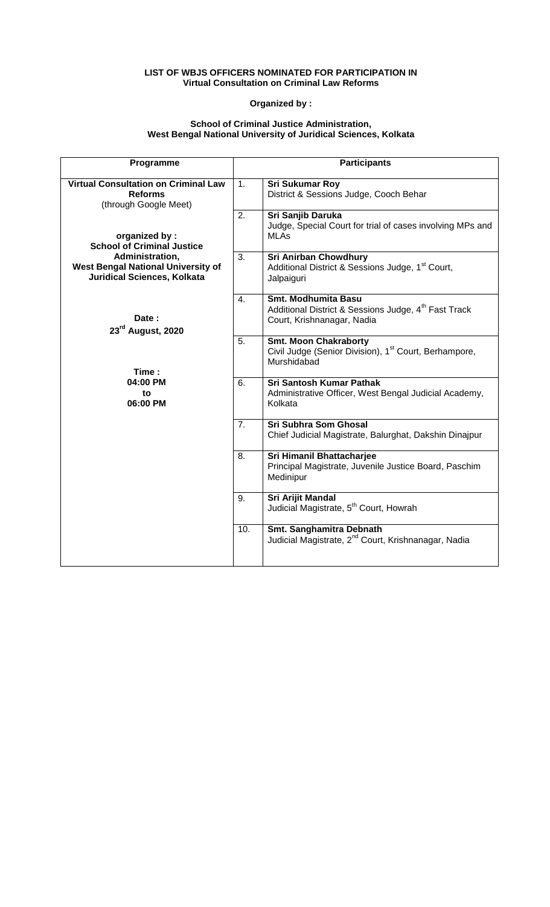**LIST OF WBJS OFFICERS NOMINATED FOR PARTICIPATION IN**
**Virtual Consultation on Criminal Law Reforms**

**Organized by :**

**School of Criminal Justice Administration,**
**West Bengal National University of Juridical Sciences, Kolkata**

| Programme | Participants | |
|---|---|---|
| **Virtual Consultation on Criminal Law Reforms** (through Google Meet)<br><br>**organized by : School of Criminal Justice Administration, West Bengal National University of Juridical Sciences, Kolkata**<br><br>**Date : 23rd August, 2020**<br><br>**Time : 04:00 PM to 06:00 PM** | 1. | **Sri Sukumar Roy**<br>District & Sessions Judge, Cooch Behar |
| | 2. | **Sri Sanjib Daruka**<br>Judge, Special Court for trial of cases involving MPs and MLAs |
| | 3. | **Sri Anirban Chowdhury**<br>Additional District & Sessions Judge, 1st Court, Jalpaiguri |
| | 4. | **Smt. Modhumita Basu**<br>Additional District & Sessions Judge, 4th Fast Track Court, Krishnanagar, Nadia |
| | 5. | **Smt. Moon Chakraborty**<br>Civil Judge (Senior Division), 1st Court, Berhampore, Murshidabad |
| | 6. | **Sri Santosh Kumar Pathak**<br>Administrative Officer, West Bengal Judicial Academy, Kolkata |
| | 7. | **Sri Subhra Som Ghosal**<br>Chief Judicial Magistrate, Balurghat, Dakshin Dinajpur |
| | 8. | **Sri Himanil Bhattacharjee**<br>Principal Magistrate, Juvenile Justice Board, Paschim Medinipur |
| | 9. | **Sri Arijit Mandal**<br>Judicial Magistrate, 5th Court, Howrah |
| | 10. | **Smt. Sanghamitra Debnath**<br>Judicial Magistrate, 2nd Court, Krishnanagar, Nadia |